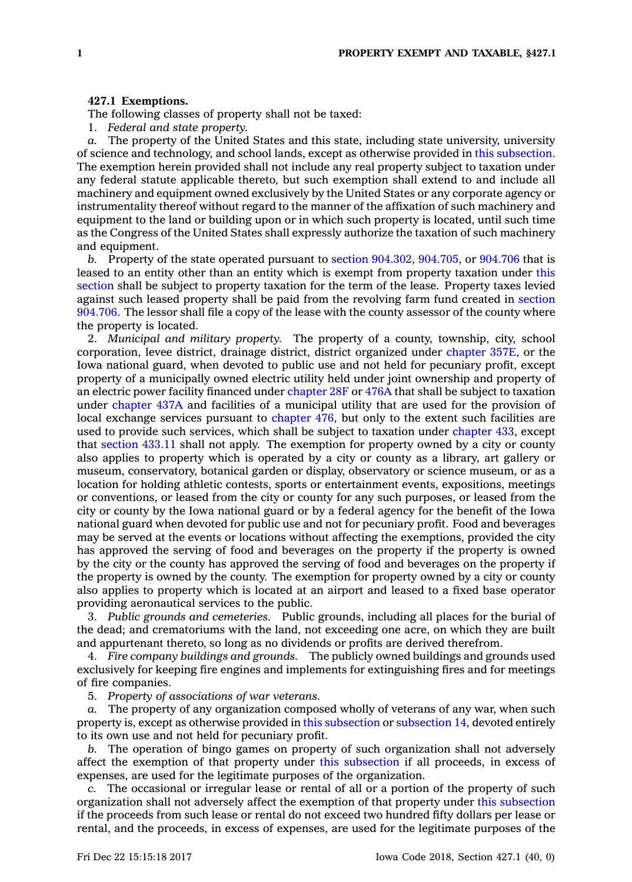**427.1 Exemptions.**

The following classes of property shall not be taxed:

1. *Federal and state property.*

*a.* The property of the United States and this state, including state university, university of science and technology, and school lands, except as otherwise provided in this subsection. The exemption herein provided shall not include any real property subject to taxation under any federal statute applicable thereto, but such exemption shall extend to and include all machinery and equipment owned exclusively by the United States or any corporate agency or instrumentality thereof without regard to the manner of the affixation of such machinery and equipment to the land or building upon or in which such property is located, until such time as the Congress of the United States shall expressly authorize the taxation of such machinery and equipment.

*b.* Property of the state operated pursuant to section 904.302, 904.705, or 904.706 that is leased to an entity other than an entity which is exempt from property taxation under this section shall be subject to property taxation for the term of the lease. Property taxes levied against such leased property shall be paid from the revolving farm fund created in section 904.706. The lessor shall file a copy of the lease with the county assessor of the county where the property is located.

2. *Municipal and military property.* The property of a county, township, city, school corporation, levee district, drainage district, district organized under chapter 357E, or the Iowa national guard, when devoted to public use and not held for pecuniary profit, except property of a municipally owned electric utility held under joint ownership and property of an electric power facility financed under chapter 28F or 476A that shall be subject to taxation under chapter 437A and facilities of a municipal utility that are used for the provision of local exchange services pursuant to chapter 476, but only to the extent such facilities are used to provide such services, which shall be subject to taxation under chapter 433, except that section 433.11 shall not apply. The exemption for property owned by a city or county also applies to property which is operated by a city or county as a library, art gallery or museum, conservatory, botanical garden or display, observatory or science museum, or as a location for holding athletic contests, sports or entertainment events, expositions, meetings or conventions, or leased from the city or county for any such purposes, or leased from the city or county by the Iowa national guard or by a federal agency for the benefit of the Iowa national guard when devoted for public use and not for pecuniary profit. Food and beverages may be served at the events or locations without affecting the exemptions, provided the city has approved the serving of food and beverages on the property if the property is owned by the city or the county has approved the serving of food and beverages on the property if the property is owned by the county. The exemption for property owned by a city or county also applies to property which is located at an airport and leased to a fixed base operator providing aeronautical services to the public.

3. *Public grounds and cemeteries.* Public grounds, including all places for the burial of the dead; and crematoriums with the land, not exceeding one acre, on which they are built and appurtenant thereto, so long as no dividends or profits are derived therefrom.

4. *Fire company buildings and grounds.* The publicly owned buildings and grounds used exclusively for keeping fire engines and implements for extinguishing fires and for meetings of fire companies.

5. *Property of associations of war veterans.*

*a.* The property of any organization composed wholly of veterans of any war, when such property is, except as otherwise provided in this subsection or subsection 14, devoted entirely to its own use and not held for pecuniary profit.

*b.* The operation of bingo games on property of such organization shall not adversely affect the exemption of that property under this subsection if all proceeds, in excess of expenses, are used for the legitimate purposes of the organization.

*c.* The occasional or irregular lease or rental of all or a portion of the property of such organization shall not adversely affect the exemption of that property under this subsection if the proceeds from such lease or rental do not exceed two hundred fifty dollars per lease or rental, and the proceeds, in excess of expenses, are used for the legitimate purposes of the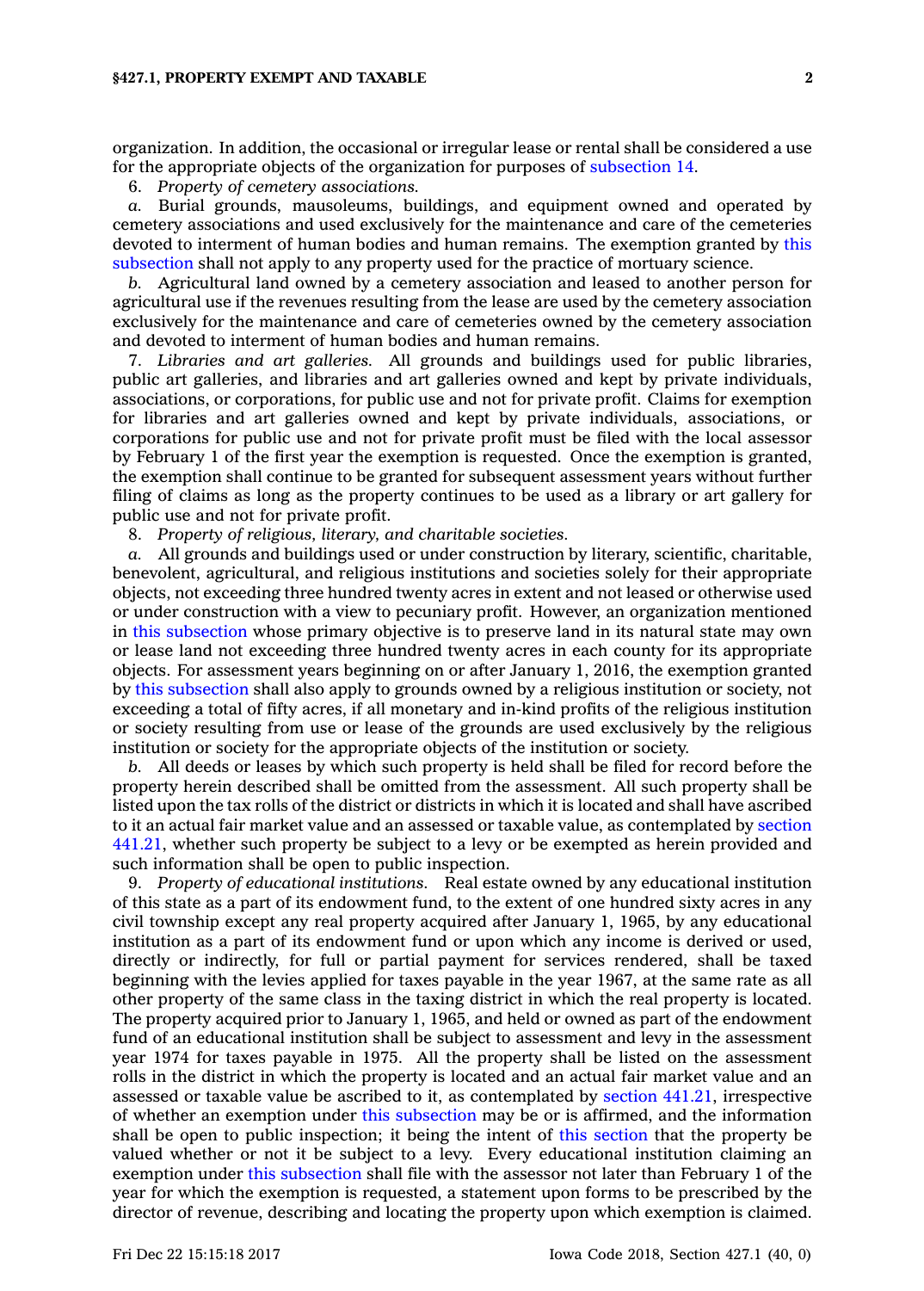organization. In addition, the occasional or irregular lease or rental shall be considered a use for the appropriate objects of the organization for purposes of subsection 14.

6. *Property of cemetery associations.*

*a.* Burial grounds, mausoleums, buildings, and equipment owned and operated by cemetery associations and used exclusively for the maintenance and care of the cemeteries devoted to interment of human bodies and human remains. The exemption granted by this subsection shall not apply to any property used for the practice of mortuary science.

*b.* Agricultural land owned by a cemetery association and leased to another person for agricultural use if the revenues resulting from the lease are used by the cemetery association exclusively for the maintenance and care of cemeteries owned by the cemetery association and devoted to interment of human bodies and human remains.

7. *Libraries and art galleries.* All grounds and buildings used for public libraries, public art galleries, and libraries and art galleries owned and kept by private individuals, associations, or corporations, for public use and not for private profit. Claims for exemption for libraries and art galleries owned and kept by private individuals, associations, or corporations for public use and not for private profit must be filed with the local assessor by February 1 of the first year the exemption is requested. Once the exemption is granted, the exemption shall continue to be granted for subsequent assessment years without further filing of claims as long as the property continues to be used as a library or art gallery for public use and not for private profit.

8. *Property of religious, literary, and charitable societies.*

*a.* All grounds and buildings used or under construction by literary, scientific, charitable, benevolent, agricultural, and religious institutions and societies solely for their appropriate objects, not exceeding three hundred twenty acres in extent and not leased or otherwise used or under construction with a view to pecuniary profit. However, an organization mentioned in this subsection whose primary objective is to preserve land in its natural state may own or lease land not exceeding three hundred twenty acres in each county for its appropriate objects. For assessment years beginning on or after January 1, 2016, the exemption granted by this subsection shall also apply to grounds owned by a religious institution or society, not exceeding a total of fifty acres, if all monetary and in-kind profits of the religious institution or society resulting from use or lease of the grounds are used exclusively by the religious institution or society for the appropriate objects of the institution or society.

*b.* All deeds or leases by which such property is held shall be filed for record before the property herein described shall be omitted from the assessment. All such property shall be listed upon the tax rolls of the district or districts in which it is located and shall have ascribed to it an actual fair market value and an assessed or taxable value, as contemplated by section 441.21, whether such property be subject to a levy or be exempted as herein provided and such information shall be open to public inspection.

9. *Property of educational institutions.* Real estate owned by any educational institution of this state as a part of its endowment fund, to the extent of one hundred sixty acres in any civil township except any real property acquired after January 1, 1965, by any educational institution as a part of its endowment fund or upon which any income is derived or used, directly or indirectly, for full or partial payment for services rendered, shall be taxed beginning with the levies applied for taxes payable in the year 1967, at the same rate as all other property of the same class in the taxing district in which the real property is located. The property acquired prior to January 1, 1965, and held or owned as part of the endowment fund of an educational institution shall be subject to assessment and levy in the assessment year 1974 for taxes payable in 1975. All the property shall be listed on the assessment rolls in the district in which the property is located and an actual fair market value and an assessed or taxable value be ascribed to it, as contemplated by section 441.21, irrespective of whether an exemption under this subsection may be or is affirmed, and the information shall be open to public inspection; it being the intent of this section that the property be valued whether or not it be subject to a levy. Every educational institution claiming an exemption under this subsection shall file with the assessor not later than February 1 of the year for which the exemption is requested, a statement upon forms to be prescribed by the director of revenue, describing and locating the property upon which exemption is claimed.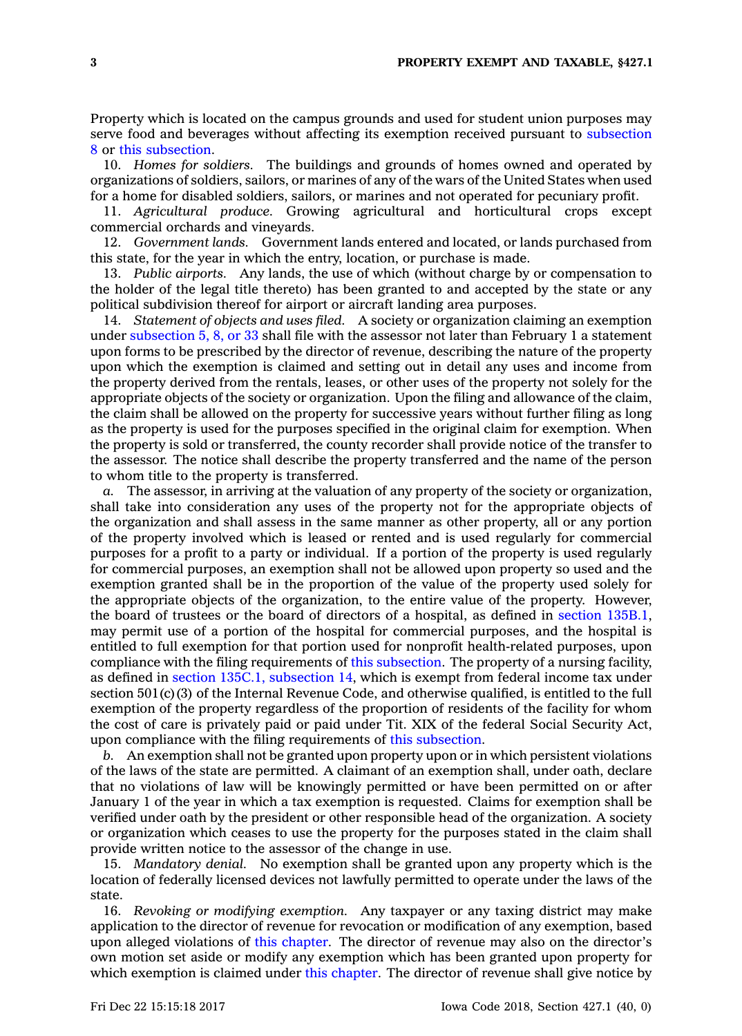Property which is located on the campus grounds and used for student union purposes may serve food and beverages without affecting its exemption received pursuant to subsection 8 or this subsection.

10. *Homes for soldiers.* The buildings and grounds of homes owned and operated by organizations of soldiers, sailors, or marines of any of the wars of the United States when used for a home for disabled soldiers, sailors, or marines and not operated for pecuniary profit.

11. *Agricultural produce.* Growing agricultural and horticultural crops except commercial orchards and vineyards.

12. *Government lands.* Government lands entered and located, or lands purchased from this state, for the year in which the entry, location, or purchase is made.

13. *Public airports.* Any lands, the use of which (without charge by or compensation to the holder of the legal title thereto) has been granted to and accepted by the state or any political subdivision thereof for airport or aircraft landing area purposes.

14. *Statement of objects and uses filed.* A society or organization claiming an exemption under subsection 5, 8, or 33 shall file with the assessor not later than February 1 a statement upon forms to be prescribed by the director of revenue, describing the nature of the property upon which the exemption is claimed and setting out in detail any uses and income from the property derived from the rentals, leases, or other uses of the property not solely for the appropriate objects of the society or organization. Upon the filing and allowance of the claim, the claim shall be allowed on the property for successive years without further filing as long as the property is used for the purposes specified in the original claim for exemption. When the property is sold or transferred, the county recorder shall provide notice of the transfer to the assessor. The notice shall describe the property transferred and the name of the person to whom title to the property is transferred.

*a.* The assessor, in arriving at the valuation of any property of the society or organization, shall take into consideration any uses of the property not for the appropriate objects of the organization and shall assess in the same manner as other property, all or any portion of the property involved which is leased or rented and is used regularly for commercial purposes for a profit to a party or individual. If a portion of the property is used regularly for commercial purposes, an exemption shall not be allowed upon property so used and the exemption granted shall be in the proportion of the value of the property used solely for the appropriate objects of the organization, to the entire value of the property. However, the board of trustees or the board of directors of a hospital, as defined in section 135B.1, may permit use of a portion of the hospital for commercial purposes, and the hospital is entitled to full exemption for that portion used for nonprofit health-related purposes, upon compliance with the filing requirements of this subsection. The property of a nursing facility, as defined in section 135C.1, subsection 14, which is exempt from federal income tax under section 501(c)(3) of the Internal Revenue Code, and otherwise qualified, is entitled to the full exemption of the property regardless of the proportion of residents of the facility for whom the cost of care is privately paid or paid under Tit. XIX of the federal Social Security Act, upon compliance with the filing requirements of this subsection.

*b.* An exemption shall not be granted upon property upon or in which persistent violations of the laws of the state are permitted. A claimant of an exemption shall, under oath, declare that no violations of law will be knowingly permitted or have been permitted on or after January 1 of the year in which a tax exemption is requested. Claims for exemption shall be verified under oath by the president or other responsible head of the organization. A society or organization which ceases to use the property for the purposes stated in the claim shall provide written notice to the assessor of the change in use.

15. *Mandatory denial.* No exemption shall be granted upon any property which is the location of federally licensed devices not lawfully permitted to operate under the laws of the state.

16. *Revoking or modifying exemption.* Any taxpayer or any taxing district may make application to the director of revenue for revocation or modification of any exemption, based upon alleged violations of this chapter. The director of revenue may also on the director's own motion set aside or modify any exemption which has been granted upon property for which exemption is claimed under this chapter. The director of revenue shall give notice by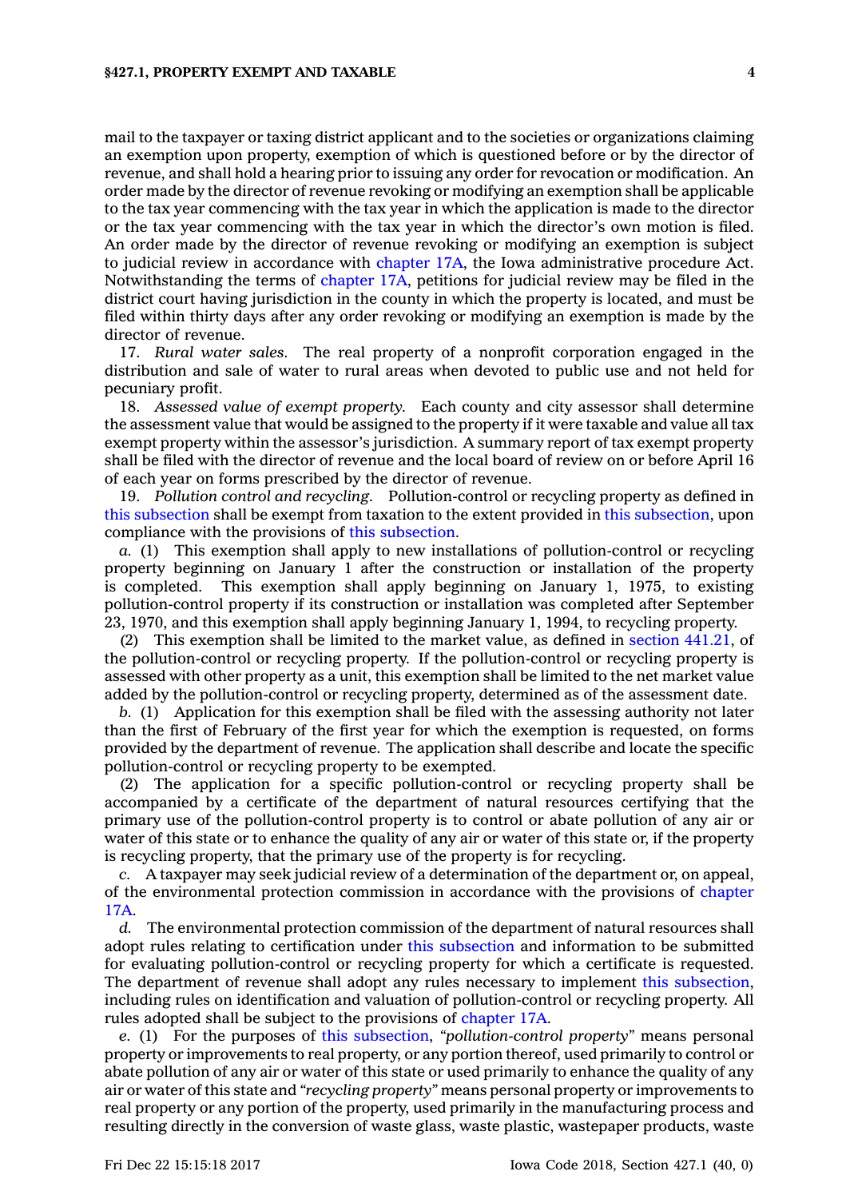mail to the taxpayer or taxing district applicant and to the societies or organizations claiming an exemption upon property, exemption of which is questioned before or by the director of revenue, and shall hold a hearing prior to issuing any order for revocation or modification. An order made by the director of revenue revoking or modifying an exemption shall be applicable to the tax year commencing with the tax year in which the application is made to the director or the tax year commencing with the tax year in which the director's own motion is filed. An order made by the director of revenue revoking or modifying an exemption is subject to judicial review in accordance with chapter 17A, the Iowa administrative procedure Act. Notwithstanding the terms of chapter 17A, petitions for judicial review may be filed in the district court having jurisdiction in the county in which the property is located, and must be filed within thirty days after any order revoking or modifying an exemption is made by the director of revenue.

17. *Rural water sales.* The real property of a nonprofit corporation engaged in the distribution and sale of water to rural areas when devoted to public use and not held for pecuniary profit.

18. *Assessed value of exempt property.* Each county and city assessor shall determine the assessment value that would be assigned to the property if it were taxable and value all tax exempt property within the assessor's jurisdiction. A summary report of tax exempt property shall be filed with the director of revenue and the local board of review on or before April 16 of each year on forms prescribed by the director of revenue.

19. *Pollution control and recycling.* Pollution-control or recycling property as defined in this subsection shall be exempt from taxation to the extent provided in this subsection, upon compliance with the provisions of this subsection.

*a.* (1) This exemption shall apply to new installations of pollution-control or recycling property beginning on January 1 after the construction or installation of the property is completed. This exemption shall apply beginning on January 1, 1975, to existing pollution-control property if its construction or installation was completed after September 23, 1970, and this exemption shall apply beginning January 1, 1994, to recycling property.

(2) This exemption shall be limited to the market value, as defined in section 441.21, of the pollution-control or recycling property. If the pollution-control or recycling property is assessed with other property as a unit, this exemption shall be limited to the net market value added by the pollution-control or recycling property, determined as of the assessment date.

*b.* (1) Application for this exemption shall be filed with the assessing authority not later than the first of February of the first year for which the exemption is requested, on forms provided by the department of revenue. The application shall describe and locate the specific pollution-control or recycling property to be exempted.

(2) The application for a specific pollution-control or recycling property shall be accompanied by a certificate of the department of natural resources certifying that the primary use of the pollution-control property is to control or abate pollution of any air or water of this state or to enhance the quality of any air or water of this state or, if the property is recycling property, that the primary use of the property is for recycling.

*c.* A taxpayer may seek judicial review of a determination of the department or, on appeal, of the environmental protection commission in accordance with the provisions of chapter 17A.

*d.* The environmental protection commission of the department of natural resources shall adopt rules relating to certification under this subsection and information to be submitted for evaluating pollution-control or recycling property for which a certificate is requested. The department of revenue shall adopt any rules necessary to implement this subsection, including rules on identification and valuation of pollution-control or recycling property. All rules adopted shall be subject to the provisions of chapter 17A.

*e.* (1) For the purposes of this subsection, *"pollution-control property"* means personal property or improvements to real property, or any portion thereof, used primarily to control or abate pollution of any air or water of this state or used primarily to enhance the quality of any air or water of this state and *"recycling property"* means personal property or improvements to real property or any portion of the property, used primarily in the manufacturing process and resulting directly in the conversion of waste glass, waste plastic, wastepaper products, waste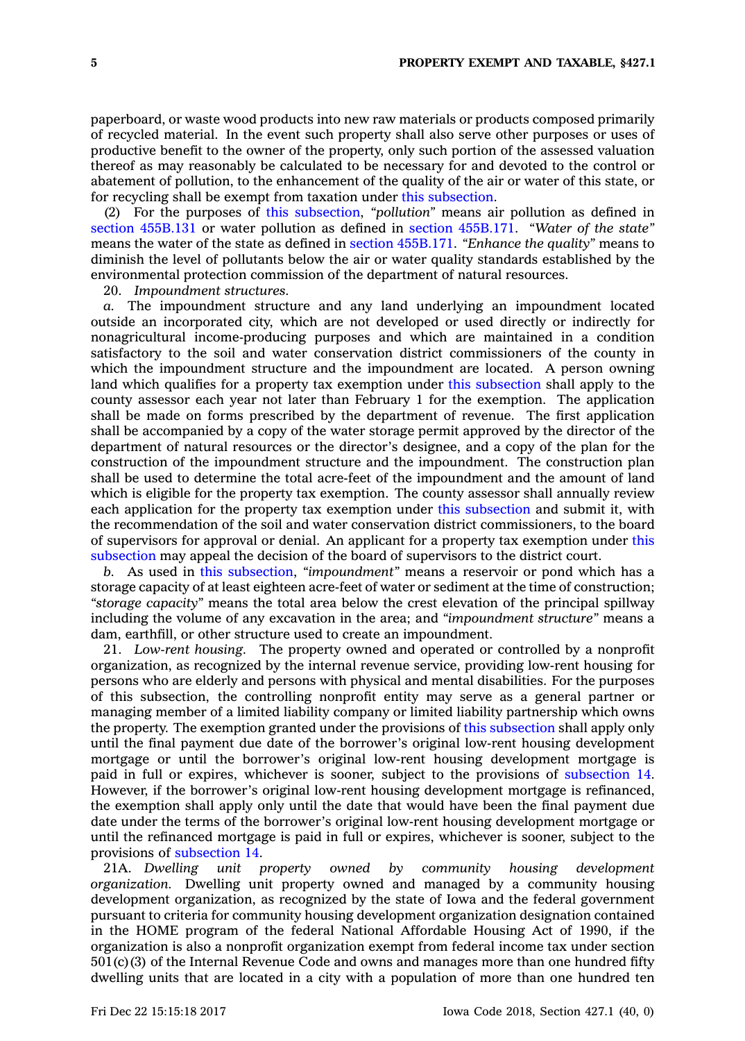paperboard, or waste wood products into new raw materials or products composed primarily of recycled material. In the event such property shall also serve other purposes or uses of productive benefit to the owner of the property, only such portion of the assessed valuation thereof as may reasonably be calculated to be necessary for and devoted to the control or abatement of pollution, to the enhancement of the quality of the air or water of this state, or for recycling shall be exempt from taxation under this subsection.

(2) For the purposes of this subsection, *"pollution"* means air pollution as defined in section 455B.131 or water pollution as defined in section 455B.171. *"Water of the state"* means the water of the state as defined in section 455B.171. *"Enhance the quality"* means to diminish the level of pollutants below the air or water quality standards established by the environmental protection commission of the department of natural resources.

20. *Impoundment structures.*

*a.* The impoundment structure and any land underlying an impoundment located outside an incorporated city, which are not developed or used directly or indirectly for nonagricultural income-producing purposes and which are maintained in a condition satisfactory to the soil and water conservation district commissioners of the county in which the impoundment structure and the impoundment are located. A person owning land which qualifies for a property tax exemption under this subsection shall apply to the county assessor each year not later than February 1 for the exemption. The application shall be made on forms prescribed by the department of revenue. The first application shall be accompanied by a copy of the water storage permit approved by the director of the department of natural resources or the director's designee, and a copy of the plan for the construction of the impoundment structure and the impoundment. The construction plan shall be used to determine the total acre-feet of the impoundment and the amount of land which is eligible for the property tax exemption. The county assessor shall annually review each application for the property tax exemption under this subsection and submit it, with the recommendation of the soil and water conservation district commissioners, to the board of supervisors for approval or denial. An applicant for a property tax exemption under this subsection may appeal the decision of the board of supervisors to the district court.

*b.* As used in this subsection, *"impoundment"* means a reservoir or pond which has a storage capacity of at least eighteen acre-feet of water or sediment at the time of construction; *"storage capacity"* means the total area below the crest elevation of the principal spillway including the volume of any excavation in the area; and *"impoundment structure"* means a dam, earthfill, or other structure used to create an impoundment.

21. *Low-rent housing.* The property owned and operated or controlled by a nonprofit organization, as recognized by the internal revenue service, providing low-rent housing for persons who are elderly and persons with physical and mental disabilities. For the purposes of this subsection, the controlling nonprofit entity may serve as a general partner or managing member of a limited liability company or limited liability partnership which owns the property. The exemption granted under the provisions of this subsection shall apply only until the final payment due date of the borrower's original low-rent housing development mortgage or until the borrower's original low-rent housing development mortgage is paid in full or expires, whichever is sooner, subject to the provisions of subsection 14. However, if the borrower's original low-rent housing development mortgage is refinanced, the exemption shall apply only until the date that would have been the final payment due date under the terms of the borrower's original low-rent housing development mortgage or until the refinanced mortgage is paid in full or expires, whichever is sooner, subject to the provisions of subsection 14.

21A. *Dwelling unit property owned by community housing development organization.* Dwelling unit property owned and managed by a community housing development organization, as recognized by the state of Iowa and the federal government pursuant to criteria for community housing development organization designation contained in the HOME program of the federal National Affordable Housing Act of 1990, if the organization is also a nonprofit organization exempt from federal income tax under section 501(c)(3) of the Internal Revenue Code and owns and manages more than one hundred fifty dwelling units that are located in a city with a population of more than one hundred ten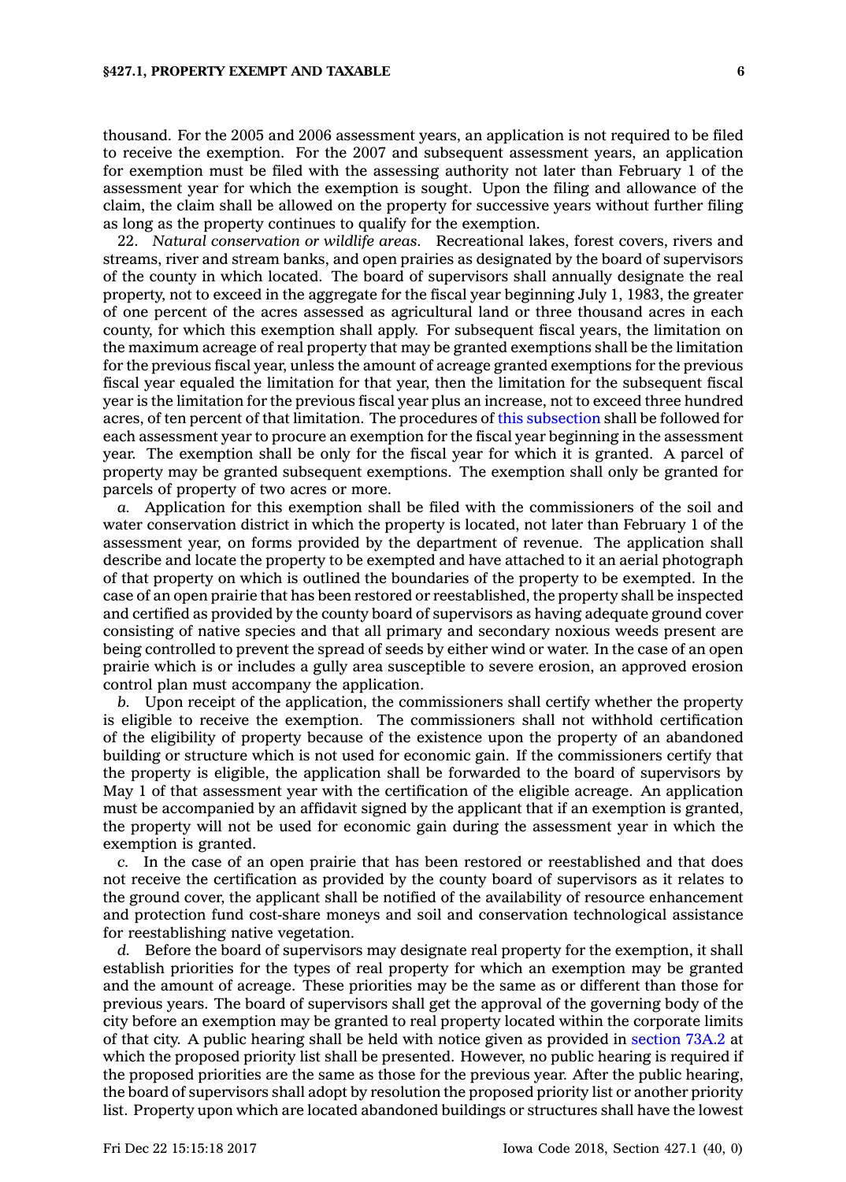thousand. For the 2005 and 2006 assessment years, an application is not required to be filed to receive the exemption. For the 2007 and subsequent assessment years, an application for exemption must be filed with the assessing authority not later than February 1 of the assessment year for which the exemption is sought. Upon the filing and allowance of the claim, the claim shall be allowed on the property for successive years without further filing as long as the property continues to qualify for the exemption.

22. *Natural conservation or wildlife areas.* Recreational lakes, forest covers, rivers and streams, river and stream banks, and open prairies as designated by the board of supervisors of the county in which located. The board of supervisors shall annually designate the real property, not to exceed in the aggregate for the fiscal year beginning July 1, 1983, the greater of one percent of the acres assessed as agricultural land or three thousand acres in each county, for which this exemption shall apply. For subsequent fiscal years, the limitation on the maximum acreage of real property that may be granted exemptions shall be the limitation for the previous fiscal year, unless the amount of acreage granted exemptions for the previous fiscal year equaled the limitation for that year, then the limitation for the subsequent fiscal year is the limitation for the previous fiscal year plus an increase, not to exceed three hundred acres, of ten percent of that limitation. The procedures of this subsection shall be followed for each assessment year to procure an exemption for the fiscal year beginning in the assessment year. The exemption shall be only for the fiscal year for which it is granted. A parcel of property may be granted subsequent exemptions. The exemption shall only be granted for parcels of property of two acres or more.

*a.* Application for this exemption shall be filed with the commissioners of the soil and water conservation district in which the property is located, not later than February 1 of the assessment year, on forms provided by the department of revenue. The application shall describe and locate the property to be exempted and have attached to it an aerial photograph of that property on which is outlined the boundaries of the property to be exempted. In the case of an open prairie that has been restored or reestablished, the property shall be inspected and certified as provided by the county board of supervisors as having adequate ground cover consisting of native species and that all primary and secondary noxious weeds present are being controlled to prevent the spread of seeds by either wind or water. In the case of an open prairie which is or includes a gully area susceptible to severe erosion, an approved erosion control plan must accompany the application.

*b.* Upon receipt of the application, the commissioners shall certify whether the property is eligible to receive the exemption. The commissioners shall not withhold certification of the eligibility of property because of the existence upon the property of an abandoned building or structure which is not used for economic gain. If the commissioners certify that the property is eligible, the application shall be forwarded to the board of supervisors by May 1 of that assessment year with the certification of the eligible acreage. An application must be accompanied by an affidavit signed by the applicant that if an exemption is granted, the property will not be used for economic gain during the assessment year in which the exemption is granted.

*c.* In the case of an open prairie that has been restored or reestablished and that does not receive the certification as provided by the county board of supervisors as it relates to the ground cover, the applicant shall be notified of the availability of resource enhancement and protection fund cost-share moneys and soil and conservation technological assistance for reestablishing native vegetation.

*d.* Before the board of supervisors may designate real property for the exemption, it shall establish priorities for the types of real property for which an exemption may be granted and the amount of acreage. These priorities may be the same as or different than those for previous years. The board of supervisors shall get the approval of the governing body of the city before an exemption may be granted to real property located within the corporate limits of that city. A public hearing shall be held with notice given as provided in section 73A.2 at which the proposed priority list shall be presented. However, no public hearing is required if the proposed priorities are the same as those for the previous year. After the public hearing, the board of supervisors shall adopt by resolution the proposed priority list or another priority list. Property upon which are located abandoned buildings or structures shall have the lowest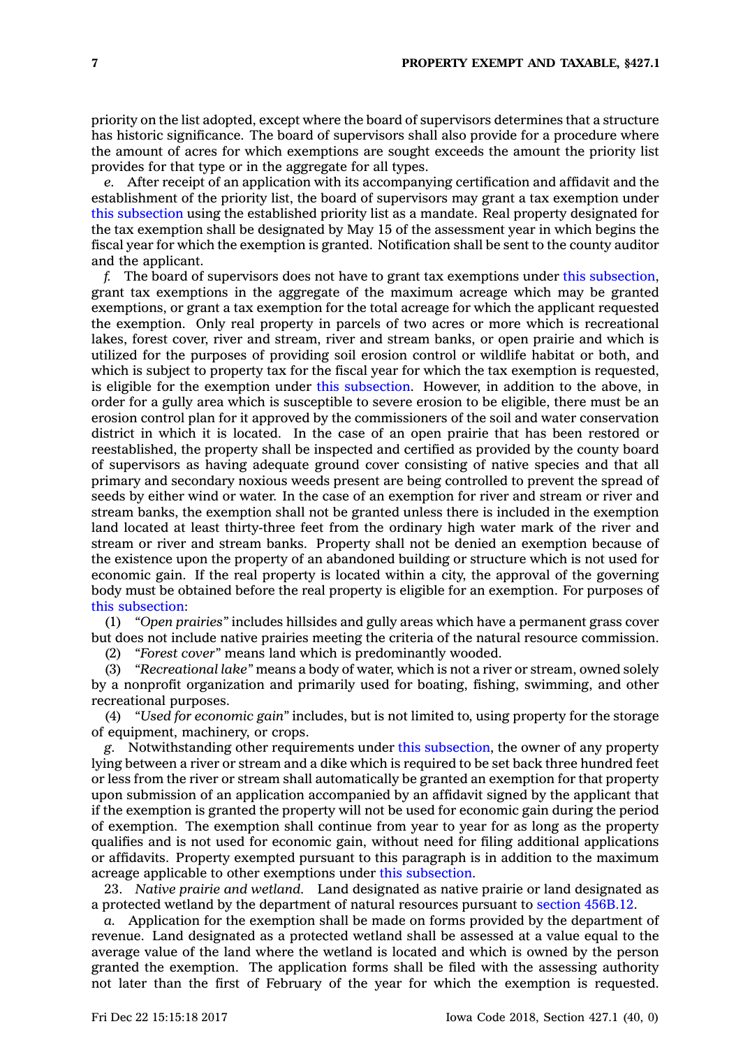priority on the list adopted, except where the board of supervisors determines that a structure has historic significance. The board of supervisors shall also provide for a procedure where the amount of acres for which exemptions are sought exceeds the amount the priority list provides for that type or in the aggregate for all types.

*e.* After receipt of an application with its accompanying certification and affidavit and the establishment of the priority list, the board of supervisors may grant a tax exemption under this subsection using the established priority list as a mandate. Real property designated for the tax exemption shall be designated by May 15 of the assessment year in which begins the fiscal year for which the exemption is granted. Notification shall be sent to the county auditor and the applicant.

*f.* The board of supervisors does not have to grant tax exemptions under this subsection, grant tax exemptions in the aggregate of the maximum acreage which may be granted exemptions, or grant a tax exemption for the total acreage for which the applicant requested the exemption. Only real property in parcels of two acres or more which is recreational lakes, forest cover, river and stream, river and stream banks, or open prairie and which is utilized for the purposes of providing soil erosion control or wildlife habitat or both, and which is subject to property tax for the fiscal year for which the tax exemption is requested, is eligible for the exemption under this subsection. However, in addition to the above, in order for a gully area which is susceptible to severe erosion to be eligible, there must be an erosion control plan for it approved by the commissioners of the soil and water conservation district in which it is located. In the case of an open prairie that has been restored or reestablished, the property shall be inspected and certified as provided by the county board of supervisors as having adequate ground cover consisting of native species and that all primary and secondary noxious weeds present are being controlled to prevent the spread of seeds by either wind or water. In the case of an exemption for river and stream or river and stream banks, the exemption shall not be granted unless there is included in the exemption land located at least thirty-three feet from the ordinary high water mark of the river and stream or river and stream banks. Property shall not be denied an exemption because of the existence upon the property of an abandoned building or structure which is not used for economic gain. If the real property is located within a city, the approval of the governing body must be obtained before the real property is eligible for an exemption. For purposes of this subsection:

(1) *"Open prairies"* includes hillsides and gully areas which have a permanent grass cover but does not include native prairies meeting the criteria of the natural resource commission.

(2) *"Forest cover"* means land which is predominantly wooded.

(3) *"Recreational lake"* means a body of water, which is not a river or stream, owned solely by a nonprofit organization and primarily used for boating, fishing, swimming, and other recreational purposes.

(4) *"Used for economic gain"* includes, but is not limited to, using property for the storage of equipment, machinery, or crops.

*g.* Notwithstanding other requirements under this subsection, the owner of any property lying between a river or stream and a dike which is required to be set back three hundred feet or less from the river or stream shall automatically be granted an exemption for that property upon submission of an application accompanied by an affidavit signed by the applicant that if the exemption is granted the property will not be used for economic gain during the period of exemption. The exemption shall continue from year to year for as long as the property qualifies and is not used for economic gain, without need for filing additional applications or affidavits. Property exempted pursuant to this paragraph is in addition to the maximum acreage applicable to other exemptions under this subsection.

23. *Native prairie and wetland.* Land designated as native prairie or land designated as a protected wetland by the department of natural resources pursuant to section 456B.12.

*a.* Application for the exemption shall be made on forms provided by the department of revenue. Land designated as a protected wetland shall be assessed at a value equal to the average value of the land where the wetland is located and which is owned by the person granted the exemption. The application forms shall be filed with the assessing authority not later than the first of February of the year for which the exemption is requested.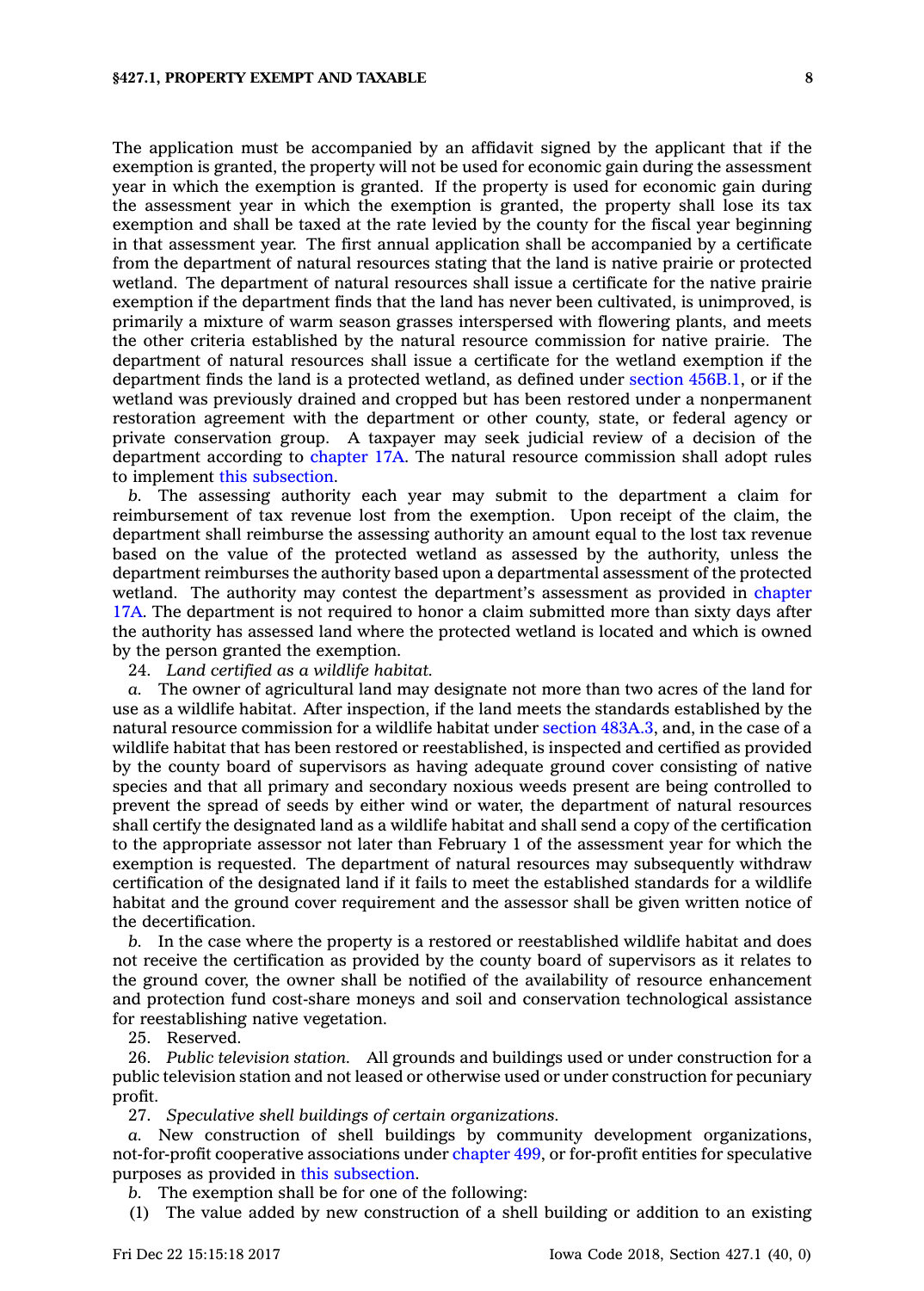The application must be accompanied by an affidavit signed by the applicant that if the exemption is granted, the property will not be used for economic gain during the assessment year in which the exemption is granted. If the property is used for economic gain during the assessment year in which the exemption is granted, the property shall lose its tax exemption and shall be taxed at the rate levied by the county for the fiscal year beginning in that assessment year. The first annual application shall be accompanied by a certificate from the department of natural resources stating that the land is native prairie or protected wetland. The department of natural resources shall issue a certificate for the native prairie exemption if the department finds that the land has never been cultivated, is unimproved, is primarily a mixture of warm season grasses interspersed with flowering plants, and meets the other criteria established by the natural resource commission for native prairie. The department of natural resources shall issue a certificate for the wetland exemption if the department finds the land is a protected wetland, as defined under section 456B.1, or if the wetland was previously drained and cropped but has been restored under a nonpermanent restoration agreement with the department or other county, state, or federal agency or private conservation group. A taxpayer may seek judicial review of a decision of the department according to chapter 17A. The natural resource commission shall adopt rules to implement this subsection.

*b.* The assessing authority each year may submit to the department a claim for reimbursement of tax revenue lost from the exemption. Upon receipt of the claim, the department shall reimburse the assessing authority an amount equal to the lost tax revenue based on the value of the protected wetland as assessed by the authority, unless the department reimburses the authority based upon a departmental assessment of the protected wetland. The authority may contest the department's assessment as provided in chapter 17A. The department is not required to honor a claim submitted more than sixty days after the authority has assessed land where the protected wetland is located and which is owned by the person granted the exemption.

24. *Land certified as a wildlife habitat.*

*a.* The owner of agricultural land may designate not more than two acres of the land for use as a wildlife habitat. After inspection, if the land meets the standards established by the natural resource commission for a wildlife habitat under section 483A.3, and, in the case of a wildlife habitat that has been restored or reestablished, is inspected and certified as provided by the county board of supervisors as having adequate ground cover consisting of native species and that all primary and secondary noxious weeds present are being controlled to prevent the spread of seeds by either wind or water, the department of natural resources shall certify the designated land as a wildlife habitat and shall send a copy of the certification to the appropriate assessor not later than February 1 of the assessment year for which the exemption is requested. The department of natural resources may subsequently withdraw certification of the designated land if it fails to meet the established standards for a wildlife habitat and the ground cover requirement and the assessor shall be given written notice of the decertification.

*b.* In the case where the property is a restored or reestablished wildlife habitat and does not receive the certification as provided by the county board of supervisors as it relates to the ground cover, the owner shall be notified of the availability of resource enhancement and protection fund cost-share moneys and soil and conservation technological assistance for reestablishing native vegetation.

25. Reserved.

26. *Public television station.* All grounds and buildings used or under construction for a public television station and not leased or otherwise used or under construction for pecuniary profit.

27. *Speculative shell buildings of certain organizations.*

*a.* New construction of shell buildings by community development organizations, not-for-profit cooperative associations under chapter 499, or for-profit entities for speculative purposes as provided in this subsection.

*b.* The exemption shall be for one of the following:

(1) The value added by new construction of a shell building or addition to an existing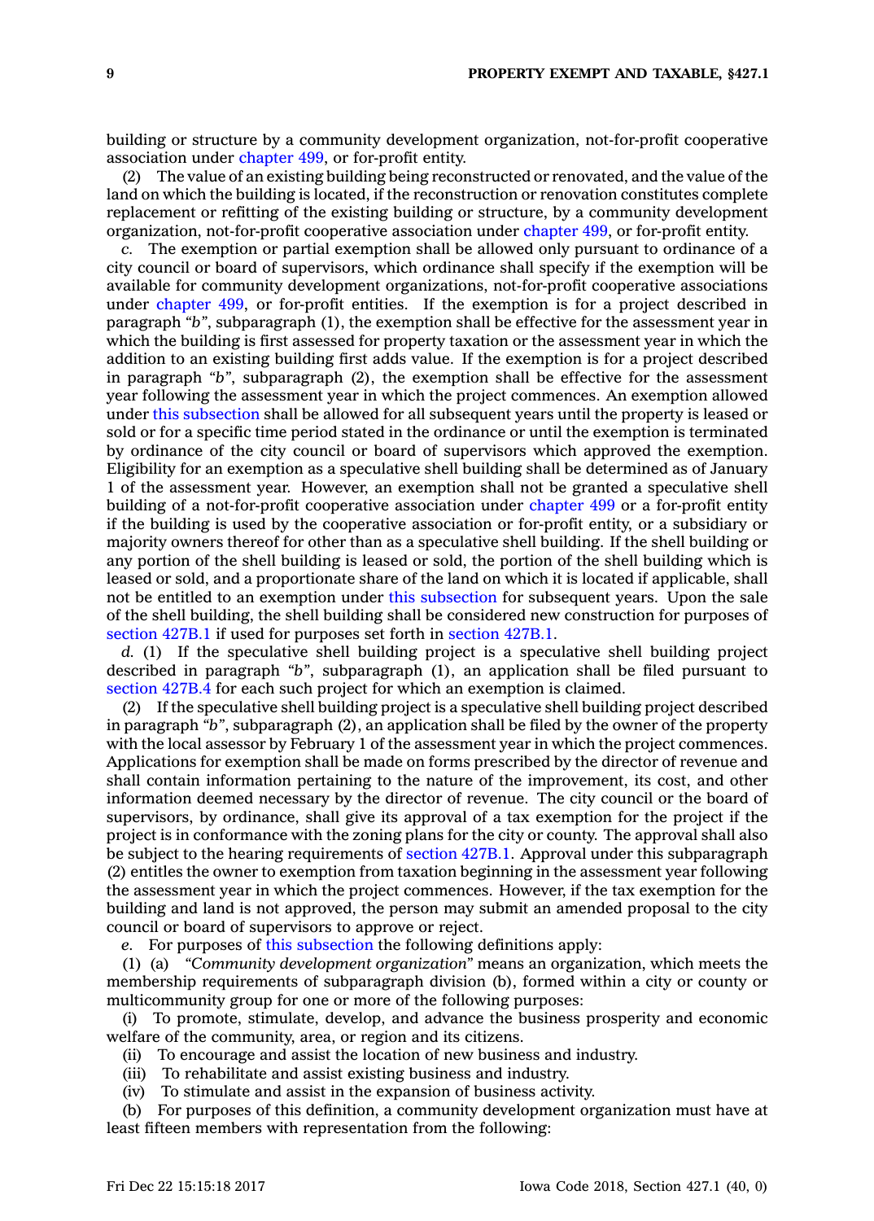building or structure by a community development organization, not-for-profit cooperative association under chapter 499, or for-profit entity.

(2) The value of an existing building being reconstructed or renovated, and the value of the land on which the building is located, if the reconstruction or renovation constitutes complete replacement or refitting of the existing building or structure, by a community development organization, not-for-profit cooperative association under chapter 499, or for-profit entity.

*c.* The exemption or partial exemption shall be allowed only pursuant to ordinance of a city council or board of supervisors, which ordinance shall specify if the exemption will be available for community development organizations, not-for-profit cooperative associations under chapter 499, or for-profit entities. If the exemption is for a project described in paragraph *"b"*, subparagraph (1), the exemption shall be effective for the assessment year in which the building is first assessed for property taxation or the assessment year in which the addition to an existing building first adds value. If the exemption is for a project described in paragraph *"b"*, subparagraph (2), the exemption shall be effective for the assessment year following the assessment year in which the project commences. An exemption allowed under this subsection shall be allowed for all subsequent years until the property is leased or sold or for a specific time period stated in the ordinance or until the exemption is terminated by ordinance of the city council or board of supervisors which approved the exemption. Eligibility for an exemption as a speculative shell building shall be determined as of January 1 of the assessment year. However, an exemption shall not be granted a speculative shell building of a not-for-profit cooperative association under chapter 499 or a for-profit entity if the building is used by the cooperative association or for-profit entity, or a subsidiary or majority owners thereof for other than as a speculative shell building. If the shell building or any portion of the shell building is leased or sold, the portion of the shell building which is leased or sold, and a proportionate share of the land on which it is located if applicable, shall not be entitled to an exemption under this subsection for subsequent years. Upon the sale of the shell building, the shell building shall be considered new construction for purposes of section 427B.1 if used for purposes set forth in section 427B.1.

*d.* (1) If the speculative shell building project is a speculative shell building project described in paragraph *"b"*, subparagraph (1), an application shall be filed pursuant to section 427B.4 for each such project for which an exemption is claimed.

(2) If the speculative shell building project is a speculative shell building project described in paragraph *"b"*, subparagraph (2), an application shall be filed by the owner of the property with the local assessor by February 1 of the assessment year in which the project commences. Applications for exemption shall be made on forms prescribed by the director of revenue and shall contain information pertaining to the nature of the improvement, its cost, and other information deemed necessary by the director of revenue. The city council or the board of supervisors, by ordinance, shall give its approval of a tax exemption for the project if the project is in conformance with the zoning plans for the city or county. The approval shall also be subject to the hearing requirements of section 427B.1. Approval under this subparagraph (2) entitles the owner to exemption from taxation beginning in the assessment year following the assessment year in which the project commences. However, if the tax exemption for the building and land is not approved, the person may submit an amended proposal to the city council or board of supervisors to approve or reject.

*e.* For purposes of this subsection the following definitions apply:

(1) (a) *"Community development organization"* means an organization, which meets the membership requirements of subparagraph division (b), formed within a city or county or multicommunity group for one or more of the following purposes:

(i) To promote, stimulate, develop, and advance the business prosperity and economic welfare of the community, area, or region and its citizens.

(ii) To encourage and assist the location of new business and industry.

(iii) To rehabilitate and assist existing business and industry.

(iv) To stimulate and assist in the expansion of business activity.

(b) For purposes of this definition, a community development organization must have at least fifteen members with representation from the following: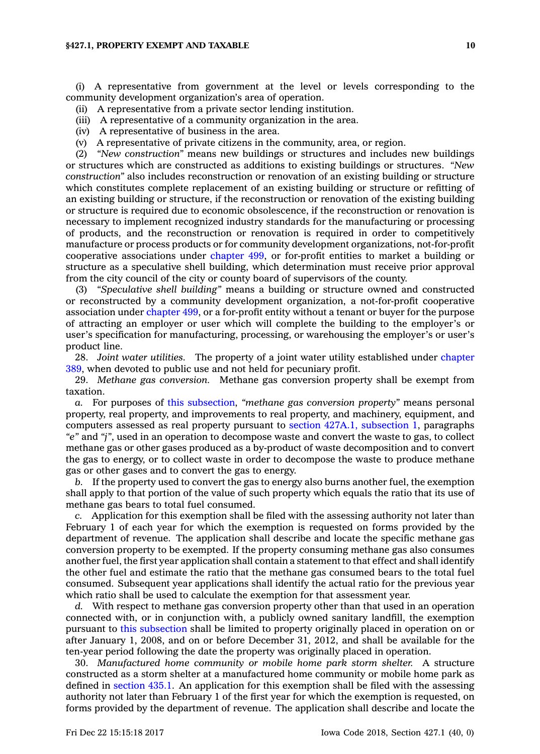(i) A representative from government at the level or levels corresponding to the community development organization's area of operation.

(ii) A representative from a private sector lending institution.

(iii) A representative of a community organization in the area.

(iv) A representative of business in the area.

(v) A representative of private citizens in the community, area, or region.

(2) *"New construction"* means new buildings or structures and includes new buildings or structures which are constructed as additions to existing buildings or structures. *"New construction"* also includes reconstruction or renovation of an existing building or structure which constitutes complete replacement of an existing building or structure or refitting of an existing building or structure, if the reconstruction or renovation of the existing building or structure is required due to economic obsolescence, if the reconstruction or renovation is necessary to implement recognized industry standards for the manufacturing or processing of products, and the reconstruction or renovation is required in order to competitively manufacture or process products or for community development organizations, not-for-profit cooperative associations under chapter 499, or for-profit entities to market a building or structure as a speculative shell building, which determination must receive prior approval from the city council of the city or county board of supervisors of the county.

(3) *"Speculative shell building"* means a building or structure owned and constructed or reconstructed by a community development organization, a not-for-profit cooperative association under chapter 499, or a for-profit entity without a tenant or buyer for the purpose of attracting an employer or user which will complete the building to the employer's or user's specification for manufacturing, processing, or warehousing the employer's or user's product line.

28. *Joint water utilities.* The property of a joint water utility established under chapter 389, when devoted to public use and not held for pecuniary profit.

29. *Methane gas conversion.* Methane gas conversion property shall be exempt from taxation.

*a.* For purposes of this subsection, *"methane gas conversion property"* means personal property, real property, and improvements to real property, and machinery, equipment, and computers assessed as real property pursuant to section 427A.1, subsection 1, paragraphs *"e"* and *"j"*, used in an operation to decompose waste and convert the waste to gas, to collect methane gas or other gases produced as a by-product of waste decomposition and to convert the gas to energy, or to collect waste in order to decompose the waste to produce methane gas or other gases and to convert the gas to energy.

*b.* If the property used to convert the gas to energy also burns another fuel, the exemption shall apply to that portion of the value of such property which equals the ratio that its use of methane gas bears to total fuel consumed.

*c.* Application for this exemption shall be filed with the assessing authority not later than February 1 of each year for which the exemption is requested on forms provided by the department of revenue. The application shall describe and locate the specific methane gas conversion property to be exempted. If the property consuming methane gas also consumes another fuel, the first year application shall contain a statement to that effect and shall identify the other fuel and estimate the ratio that the methane gas consumed bears to the total fuel consumed. Subsequent year applications shall identify the actual ratio for the previous year which ratio shall be used to calculate the exemption for that assessment year.

*d.* With respect to methane gas conversion property other than that used in an operation connected with, or in conjunction with, a publicly owned sanitary landfill, the exemption pursuant to this subsection shall be limited to property originally placed in operation on or after January 1, 2008, and on or before December 31, 2012, and shall be available for the ten-year period following the date the property was originally placed in operation.

30. *Manufactured home community or mobile home park storm shelter.* A structure constructed as a storm shelter at a manufactured home community or mobile home park as defined in section 435.1. An application for this exemption shall be filed with the assessing authority not later than February 1 of the first year for which the exemption is requested, on forms provided by the department of revenue. The application shall describe and locate the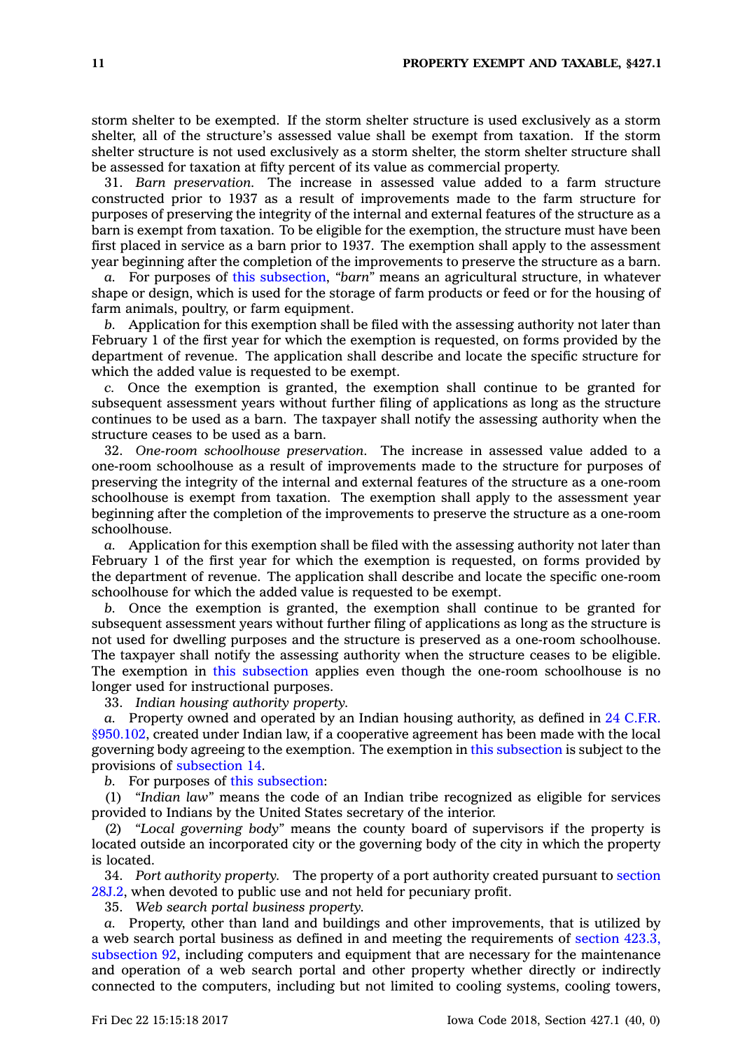storm shelter to be exempted. If the storm shelter structure is used exclusively as a storm shelter, all of the structure's assessed value shall be exempt from taxation. If the storm shelter structure is not used exclusively as a storm shelter, the storm shelter structure shall be assessed for taxation at fifty percent of its value as commercial property.

31. *Barn preservation.* The increase in assessed value added to a farm structure constructed prior to 1937 as a result of improvements made to the farm structure for purposes of preserving the integrity of the internal and external features of the structure as a barn is exempt from taxation. To be eligible for the exemption, the structure must have been first placed in service as a barn prior to 1937. The exemption shall apply to the assessment year beginning after the completion of the improvements to preserve the structure as a barn.

*a.* For purposes of this subsection, *"barn"* means an agricultural structure, in whatever shape or design, which is used for the storage of farm products or feed or for the housing of farm animals, poultry, or farm equipment.

*b.* Application for this exemption shall be filed with the assessing authority not later than February 1 of the first year for which the exemption is requested, on forms provided by the department of revenue. The application shall describe and locate the specific structure for which the added value is requested to be exempt.

*c.* Once the exemption is granted, the exemption shall continue to be granted for subsequent assessment years without further filing of applications as long as the structure continues to be used as a barn. The taxpayer shall notify the assessing authority when the structure ceases to be used as a barn.

32. *One-room schoolhouse preservation.* The increase in assessed value added to a one-room schoolhouse as a result of improvements made to the structure for purposes of preserving the integrity of the internal and external features of the structure as a one-room schoolhouse is exempt from taxation. The exemption shall apply to the assessment year beginning after the completion of the improvements to preserve the structure as a one-room schoolhouse.

*a.* Application for this exemption shall be filed with the assessing authority not later than February 1 of the first year for which the exemption is requested, on forms provided by the department of revenue. The application shall describe and locate the specific one-room schoolhouse for which the added value is requested to be exempt.

*b.* Once the exemption is granted, the exemption shall continue to be granted for subsequent assessment years without further filing of applications as long as the structure is not used for dwelling purposes and the structure is preserved as a one-room schoolhouse. The taxpayer shall notify the assessing authority when the structure ceases to be eligible. The exemption in this subsection applies even though the one-room schoolhouse is no longer used for instructional purposes.

33. *Indian housing authority property.*

*a.* Property owned and operated by an Indian housing authority, as defined in 24 C.F.R. §950.102, created under Indian law, if a cooperative agreement has been made with the local governing body agreeing to the exemption. The exemption in this subsection is subject to the provisions of subsection 14.

*b.* For purposes of this subsection:

(1) *"Indian law"* means the code of an Indian tribe recognized as eligible for services provided to Indians by the United States secretary of the interior.

(2) *"Local governing body"* means the county board of supervisors if the property is located outside an incorporated city or the governing body of the city in which the property is located.

34. *Port authority property.* The property of a port authority created pursuant to section 28J.2, when devoted to public use and not held for pecuniary profit.

35. *Web search portal business property.*

*a.* Property, other than land and buildings and other improvements, that is utilized by a web search portal business as defined in and meeting the requirements of section 423.3, subsection 92, including computers and equipment that are necessary for the maintenance and operation of a web search portal and other property whether directly or indirectly connected to the computers, including but not limited to cooling systems, cooling towers,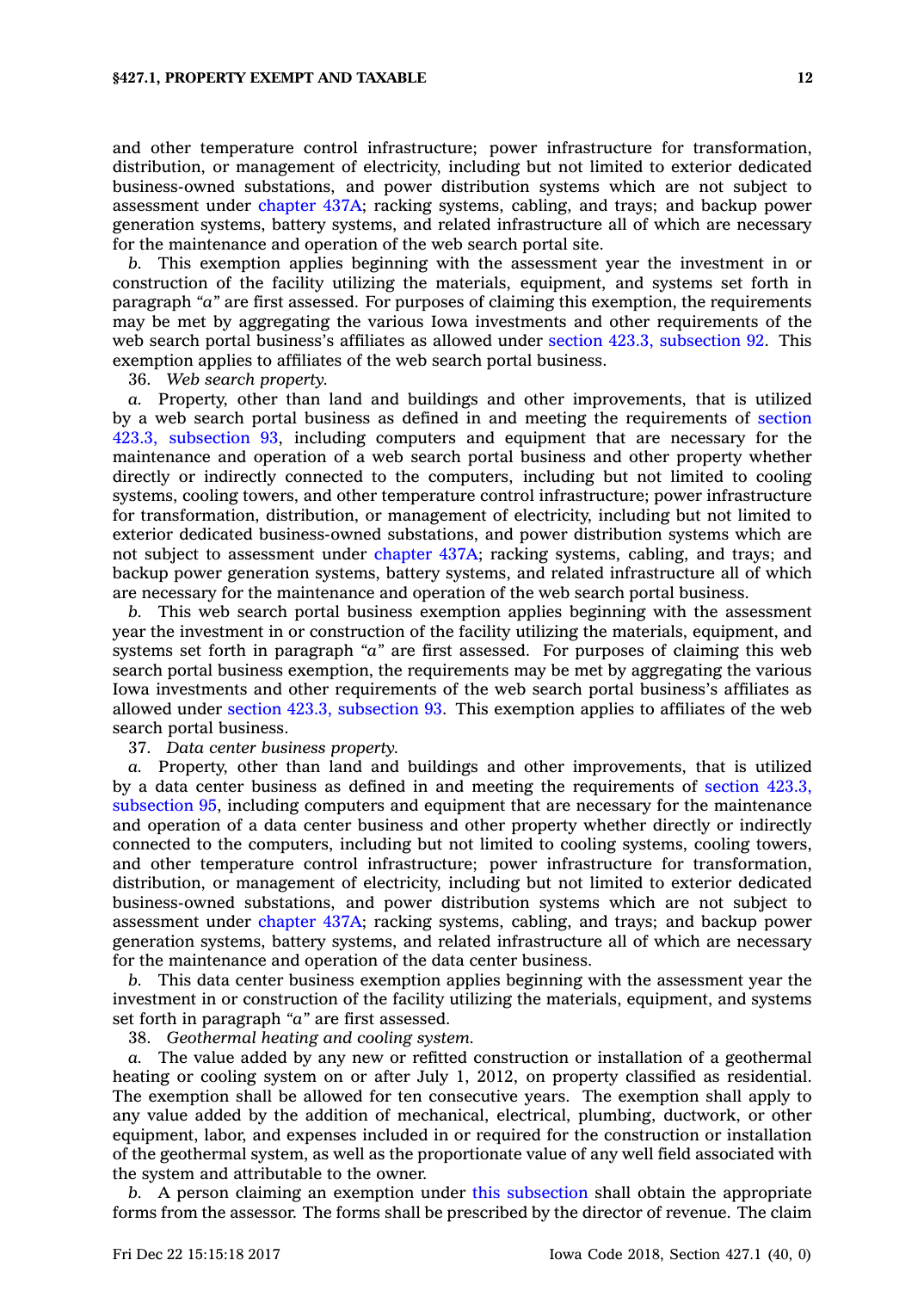and other temperature control infrastructure; power infrastructure for transformation, distribution, or management of electricity, including but not limited to exterior dedicated business-owned substations, and power distribution systems which are not subject to assessment under chapter 437A; racking systems, cabling, and trays; and backup power generation systems, battery systems, and related infrastructure all of which are necessary for the maintenance and operation of the web search portal site.

*b.* This exemption applies beginning with the assessment year the investment in or construction of the facility utilizing the materials, equipment, and systems set forth in paragraph *"a"* are first assessed. For purposes of claiming this exemption, the requirements may be met by aggregating the various Iowa investments and other requirements of the web search portal business's affiliates as allowed under section 423.3, subsection 92. This exemption applies to affiliates of the web search portal business.

36. *Web search property.*

*a.* Property, other than land and buildings and other improvements, that is utilized by a web search portal business as defined in and meeting the requirements of section 423.3, subsection 93, including computers and equipment that are necessary for the maintenance and operation of a web search portal business and other property whether directly or indirectly connected to the computers, including but not limited to cooling systems, cooling towers, and other temperature control infrastructure; power infrastructure for transformation, distribution, or management of electricity, including but not limited to exterior dedicated business-owned substations, and power distribution systems which are not subject to assessment under chapter 437A; racking systems, cabling, and trays; and backup power generation systems, battery systems, and related infrastructure all of which are necessary for the maintenance and operation of the web search portal business.

*b.* This web search portal business exemption applies beginning with the assessment year the investment in or construction of the facility utilizing the materials, equipment, and systems set forth in paragraph *"a"* are first assessed. For purposes of claiming this web search portal business exemption, the requirements may be met by aggregating the various Iowa investments and other requirements of the web search portal business's affiliates as allowed under section 423.3, subsection 93. This exemption applies to affiliates of the web search portal business.

37. *Data center business property.*

*a.* Property, other than land and buildings and other improvements, that is utilized by a data center business as defined in and meeting the requirements of section 423.3, subsection 95, including computers and equipment that are necessary for the maintenance and operation of a data center business and other property whether directly or indirectly connected to the computers, including but not limited to cooling systems, cooling towers, and other temperature control infrastructure; power infrastructure for transformation, distribution, or management of electricity, including but not limited to exterior dedicated business-owned substations, and power distribution systems which are not subject to assessment under chapter 437A; racking systems, cabling, and trays; and backup power generation systems, battery systems, and related infrastructure all of which are necessary for the maintenance and operation of the data center business.

*b.* This data center business exemption applies beginning with the assessment year the investment in or construction of the facility utilizing the materials, equipment, and systems set forth in paragraph *"a"* are first assessed.

38. *Geothermal heating and cooling system.*

*a.* The value added by any new or refitted construction or installation of a geothermal heating or cooling system on or after July 1, 2012, on property classified as residential. The exemption shall be allowed for ten consecutive years. The exemption shall apply to any value added by the addition of mechanical, electrical, plumbing, ductwork, or other equipment, labor, and expenses included in or required for the construction or installation of the geothermal system, as well as the proportionate value of any well field associated with the system and attributable to the owner.

*b.* A person claiming an exemption under this subsection shall obtain the appropriate forms from the assessor. The forms shall be prescribed by the director of revenue. The claim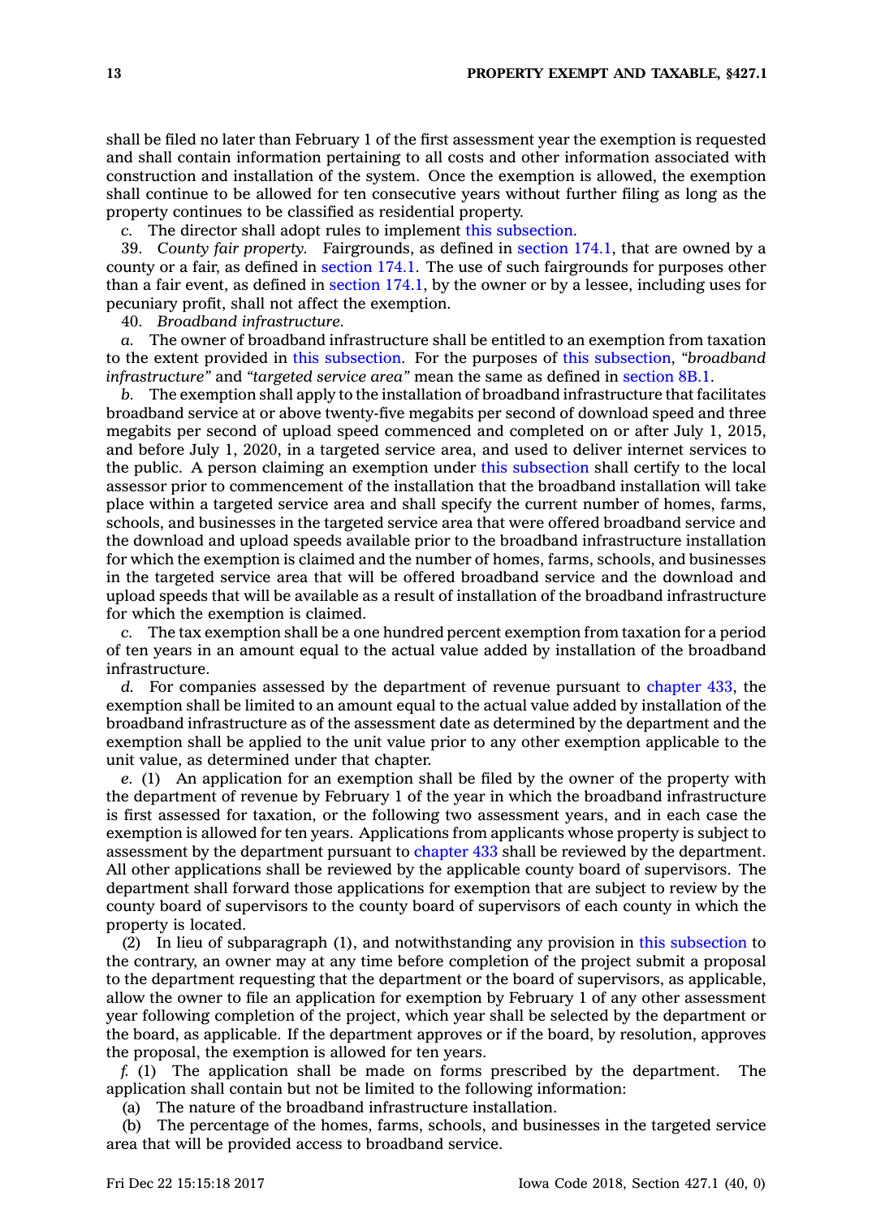shall be filed no later than February 1 of the first assessment year the exemption is requested and shall contain information pertaining to all costs and other information associated with construction and installation of the system. Once the exemption is allowed, the exemption shall continue to be allowed for ten consecutive years without further filing as long as the property continues to be classified as residential property.

*c.* The director shall adopt rules to implement this subsection.

39. *County fair property.* Fairgrounds, as defined in section 174.1, that are owned by a county or a fair, as defined in section 174.1. The use of such fairgrounds for purposes other than a fair event, as defined in section 174.1, by the owner or by a lessee, including uses for pecuniary profit, shall not affect the exemption.

40. *Broadband infrastructure.*

*a.* The owner of broadband infrastructure shall be entitled to an exemption from taxation to the extent provided in this subsection. For the purposes of this subsection, *"broadband infrastructure"* and *"targeted service area"* mean the same as defined in section 8B.1.

*b.* The exemption shall apply to the installation of broadband infrastructure that facilitates broadband service at or above twenty-five megabits per second of download speed and three megabits per second of upload speed commenced and completed on or after July 1, 2015, and before July 1, 2020, in a targeted service area, and used to deliver internet services to the public. A person claiming an exemption under this subsection shall certify to the local assessor prior to commencement of the installation that the broadband installation will take place within a targeted service area and shall specify the current number of homes, farms, schools, and businesses in the targeted service area that were offered broadband service and the download and upload speeds available prior to the broadband infrastructure installation for which the exemption is claimed and the number of homes, farms, schools, and businesses in the targeted service area that will be offered broadband service and the download and upload speeds that will be available as a result of installation of the broadband infrastructure for which the exemption is claimed.

*c.* The tax exemption shall be a one hundred percent exemption from taxation for a period of ten years in an amount equal to the actual value added by installation of the broadband infrastructure.

*d.* For companies assessed by the department of revenue pursuant to chapter 433, the exemption shall be limited to an amount equal to the actual value added by installation of the broadband infrastructure as of the assessment date as determined by the department and the exemption shall be applied to the unit value prior to any other exemption applicable to the unit value, as determined under that chapter.

*e.* (1) An application for an exemption shall be filed by the owner of the property with the department of revenue by February 1 of the year in which the broadband infrastructure is first assessed for taxation, or the following two assessment years, and in each case the exemption is allowed for ten years. Applications from applicants whose property is subject to assessment by the department pursuant to chapter 433 shall be reviewed by the department. All other applications shall be reviewed by the applicable county board of supervisors. The department shall forward those applications for exemption that are subject to review by the county board of supervisors to the county board of supervisors of each county in which the property is located.

(2) In lieu of subparagraph (1), and notwithstanding any provision in this subsection to the contrary, an owner may at any time before completion of the project submit a proposal to the department requesting that the department or the board of supervisors, as applicable, allow the owner to file an application for exemption by February 1 of any other assessment year following completion of the project, which year shall be selected by the department or the board, as applicable. If the department approves or if the board, by resolution, approves the proposal, the exemption is allowed for ten years.

*f.* (1) The application shall be made on forms prescribed by the department. The application shall contain but not be limited to the following information:

(a) The nature of the broadband infrastructure installation.

(b) The percentage of the homes, farms, schools, and businesses in the targeted service area that will be provided access to broadband service.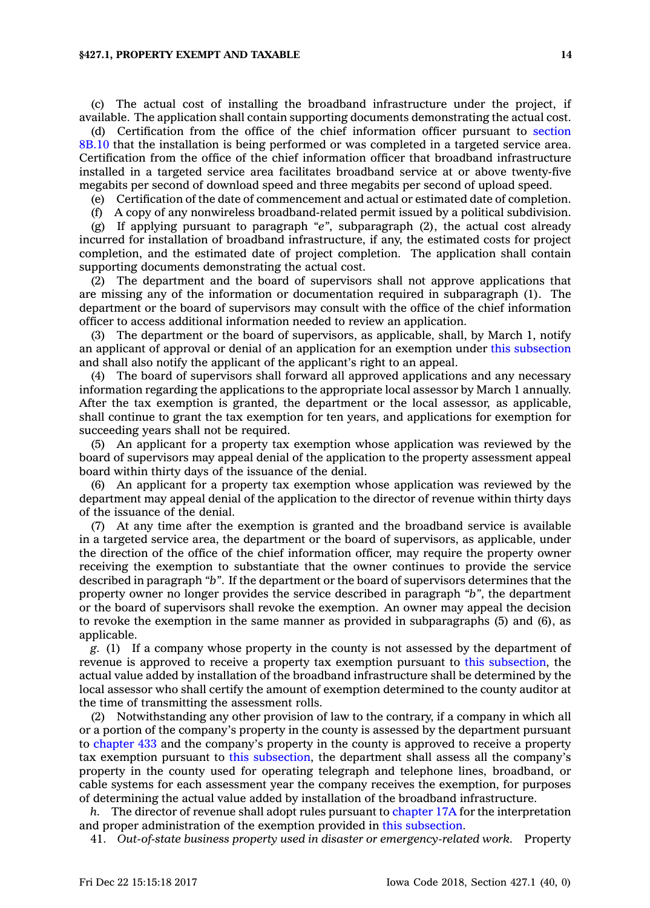(c) The actual cost of installing the broadband infrastructure under the project, if available. The application shall contain supporting documents demonstrating the actual cost.

(d) Certification from the office of the chief information officer pursuant to section 8B.10 that the installation is being performed or was completed in a targeted service area. Certification from the office of the chief information officer that broadband infrastructure installed in a targeted service area facilitates broadband service at or above twenty-five megabits per second of download speed and three megabits per second of upload speed.

(e) Certification of the date of commencement and actual or estimated date of completion.

(f) A copy of any nonwireless broadband-related permit issued by a political subdivision.

(g) If applying pursuant to paragraph *"e"*, subparagraph (2), the actual cost already incurred for installation of broadband infrastructure, if any, the estimated costs for project completion, and the estimated date of project completion. The application shall contain supporting documents demonstrating the actual cost.

(2) The department and the board of supervisors shall not approve applications that are missing any of the information or documentation required in subparagraph (1). The department or the board of supervisors may consult with the office of the chief information officer to access additional information needed to review an application.

(3) The department or the board of supervisors, as applicable, shall, by March 1, notify an applicant of approval or denial of an application for an exemption under this subsection and shall also notify the applicant of the applicant's right to an appeal.

(4) The board of supervisors shall forward all approved applications and any necessary information regarding the applications to the appropriate local assessor by March 1 annually. After the tax exemption is granted, the department or the local assessor, as applicable, shall continue to grant the tax exemption for ten years, and applications for exemption for succeeding years shall not be required.

(5) An applicant for a property tax exemption whose application was reviewed by the board of supervisors may appeal denial of the application to the property assessment appeal board within thirty days of the issuance of the denial.

(6) An applicant for a property tax exemption whose application was reviewed by the department may appeal denial of the application to the director of revenue within thirty days of the issuance of the denial.

(7) At any time after the exemption is granted and the broadband service is available in a targeted service area, the department or the board of supervisors, as applicable, under the direction of the office of the chief information officer, may require the property owner receiving the exemption to substantiate that the owner continues to provide the service described in paragraph *"b"*. If the department or the board of supervisors determines that the property owner no longer provides the service described in paragraph *"b"*, the department or the board of supervisors shall revoke the exemption. An owner may appeal the decision to revoke the exemption in the same manner as provided in subparagraphs (5) and (6), as applicable.

*g.* (1) If a company whose property in the county is not assessed by the department of revenue is approved to receive a property tax exemption pursuant to this subsection, the actual value added by installation of the broadband infrastructure shall be determined by the local assessor who shall certify the amount of exemption determined to the county auditor at the time of transmitting the assessment rolls.

(2) Notwithstanding any other provision of law to the contrary, if a company in which all or a portion of the company's property in the county is assessed by the department pursuant to chapter 433 and the company's property in the county is approved to receive a property tax exemption pursuant to this subsection, the department shall assess all the company's property in the county used for operating telegraph and telephone lines, broadband, or cable systems for each assessment year the company receives the exemption, for purposes of determining the actual value added by installation of the broadband infrastructure.

*h.* The director of revenue shall adopt rules pursuant to chapter 17A for the interpretation and proper administration of the exemption provided in this subsection.

41. *Out-of-state business property used in disaster or emergency-related work.* Property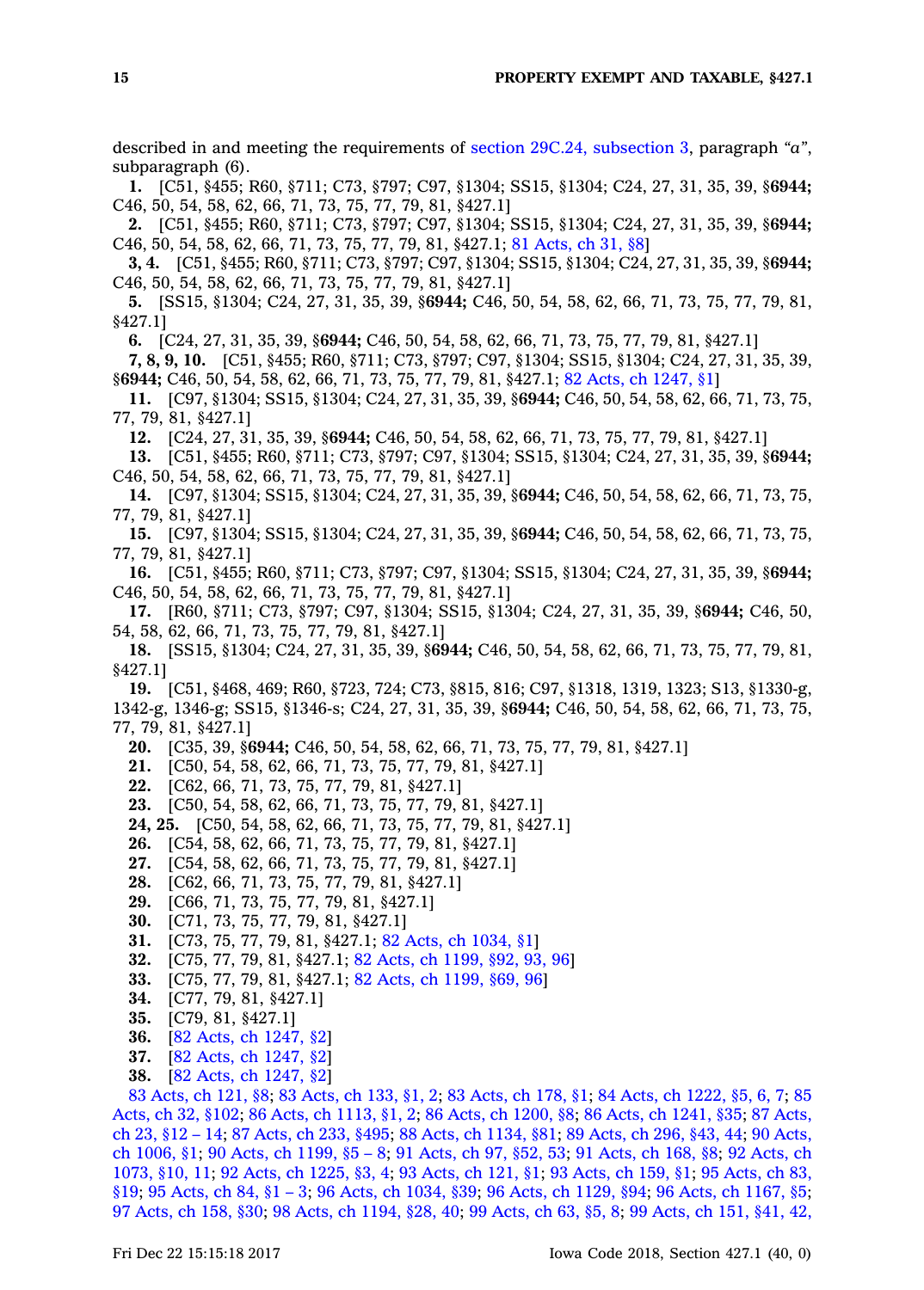described in and meeting the requirements of section 29C.24, subsection 3, paragraph *"a"*, subparagraph (6).

**1.** [C51, §455; R60, §711; C73, §797; C97, §1304; SS15, §1304; C24, 27, 31, 35, 39, §**6944;** C46, 50, 54, 58, 62, 66, 71, 73, 75, 77, 79, 81, §427.1]

**2.** [C51, §455; R60, §711; C73, §797; C97, §1304; SS15, §1304; C24, 27, 31, 35, 39, §**6944;** C46, 50, 54, 58, 62, 66, 71, 73, 75, 77, 79, 81, §427.1; 81 Acts, ch 31, §8]

**3, 4.** [C51, §455; R60, §711; C73, §797; C97, §1304; SS15, §1304; C24, 27, 31, 35, 39, §**6944;** C46, 50, 54, 58, 62, 66, 71, 73, 75, 77, 79, 81, §427.1]

**5.** [SS15, §1304; C24, 27, 31, 35, 39, §**6944;** C46, 50, 54, 58, 62, 66, 71, 73, 75, 77, 79, 81, §427.1]

**6.** [C24, 27, 31, 35, 39, §**6944;** C46, 50, 54, 58, 62, 66, 71, 73, 75, 77, 79, 81, §427.1]

**7, 8, 9, 10.** [C51, §455; R60, §711; C73, §797; C97, §1304; SS15, §1304; C24, 27, 31, 35, 39, §**6944;** C46, 50, 54, 58, 62, 66, 71, 73, 75, 77, 79, 81, §427.1; 82 Acts, ch 1247, §1]

**11.** [C97, §1304; SS15, §1304; C24, 27, 31, 35, 39, §**6944;** C46, 50, 54, 58, 62, 66, 71, 73, 75, 77, 79, 81, §427.1]

**12.** [C24, 27, 31, 35, 39, §**6944;** C46, 50, 54, 58, 62, 66, 71, 73, 75, 77, 79, 81, §427.1]

**13.** [C51, §455; R60, §711; C73, §797; C97, §1304; SS15, §1304; C24, 27, 31, 35, 39, §**6944;** C46, 50, 54, 58, 62, 66, 71, 73, 75, 77, 79, 81, §427.1]

**14.** [C97, §1304; SS15, §1304; C24, 27, 31, 35, 39, §**6944;** C46, 50, 54, 58, 62, 66, 71, 73, 75, 77, 79, 81, §427.1]

**15.** [C97, §1304; SS15, §1304; C24, 27, 31, 35, 39, §**6944;** C46, 50, 54, 58, 62, 66, 71, 73, 75, 77, 79, 81, §427.1]

**16.** [C51, §455; R60, §711; C73, §797; C97, §1304; SS15, §1304; C24, 27, 31, 35, 39, §**6944;** C46, 50, 54, 58, 62, 66, 71, 73, 75, 77, 79, 81, §427.1]

**17.** [R60, §711; C73, §797; C97, §1304; SS15, §1304; C24, 27, 31, 35, 39, §**6944;** C46, 50, 54, 58, 62, 66, 71, 73, 75, 77, 79, 81, §427.1]

**18.** [SS15, §1304; C24, 27, 31, 35, 39, §**6944;** C46, 50, 54, 58, 62, 66, 71, 73, 75, 77, 79, 81, §427.1]

**19.** [C51, §468, 469; R60, §723, 724; C73, §815, 816; C97, §1318, 1319, 1323; S13, §1330-g, 1342-g, 1346-g; SS15, §1346-s; C24, 27, 31, 35, 39, §**6944;** C46, 50, 54, 58, 62, 66, 71, 73, 75, 77, 79, 81, §427.1]

**20.** [C35, 39, §**6944;** C46, 50, 54, 58, 62, 66, 71, 73, 75, 77, 79, 81, §427.1]

**21.** [C50, 54, 58, 62, 66, 71, 73, 75, 77, 79, 81, §427.1]

**22.** [C62, 66, 71, 73, 75, 77, 79, 81, §427.1]

**23.** [C50, 54, 58, 62, 66, 71, 73, 75, 77, 79, 81, §427.1]

**24, 25.** [C50, 54, 58, 62, 66, 71, 73, 75, 77, 79, 81, §427.1]

**26.** [C54, 58, 62, 66, 71, 73, 75, 77, 79, 81, §427.1]

**27.** [C54, 58, 62, 66, 71, 73, 75, 77, 79, 81, §427.1]

**28.** [C62, 66, 71, 73, 75, 77, 79, 81, §427.1]

**29.** [C66, 71, 73, 75, 77, 79, 81, §427.1]

**30.** [C71, 73, 75, 77, 79, 81, §427.1]

**31.** [C73, 75, 77, 79, 81, §427.1; 82 Acts, ch 1034, §1]

**32.** [C75, 77, 79, 81, §427.1; 82 Acts, ch 1199, §92, 93, 96]

**33.** [C75, 77, 79, 81, §427.1; 82 Acts, ch 1199, §69, 96]

**34.** [C77, 79, 81, §427.1]

**35.** [C79, 81, §427.1]

**36.** [82 Acts, ch 1247, §2]

**37.** [82 Acts, ch 1247, §2]

**38.** [82 Acts, ch 1247, §2]

83 Acts, ch 121, §8; 83 Acts, ch 133, §1, 2; 83 Acts, ch 178, §1; 84 Acts, ch 1222, §5, 6, 7; 85 Acts, ch 32, §102; 86 Acts, ch 1113, §1, 2; 86 Acts, ch 1200, §8; 86 Acts, ch 1241, §35; 87 Acts, ch 23, §12 – 14; 87 Acts, ch 233, §495; 88 Acts, ch 1134, §81; 89 Acts, ch 296, §43, 44; 90 Acts, ch 1006, §1; 90 Acts, ch 1199, §5 – 8; 91 Acts, ch 97, §52, 53; 91 Acts, ch 168, §8; 92 Acts, ch 1073, §10, 11; 92 Acts, ch 1225, §3, 4; 93 Acts, ch 121, §1; 93 Acts, ch 159, §1; 95 Acts, ch 83, §19; 95 Acts, ch 84, §1 – 3; 96 Acts, ch 1034, §39; 96 Acts, ch 1129, §94; 96 Acts, ch 1167, §5; 97 Acts, ch 158, §30; 98 Acts, ch 1194, §28, 40; 99 Acts, ch 63, §5, 8; 99 Acts, ch 151, §41, 42,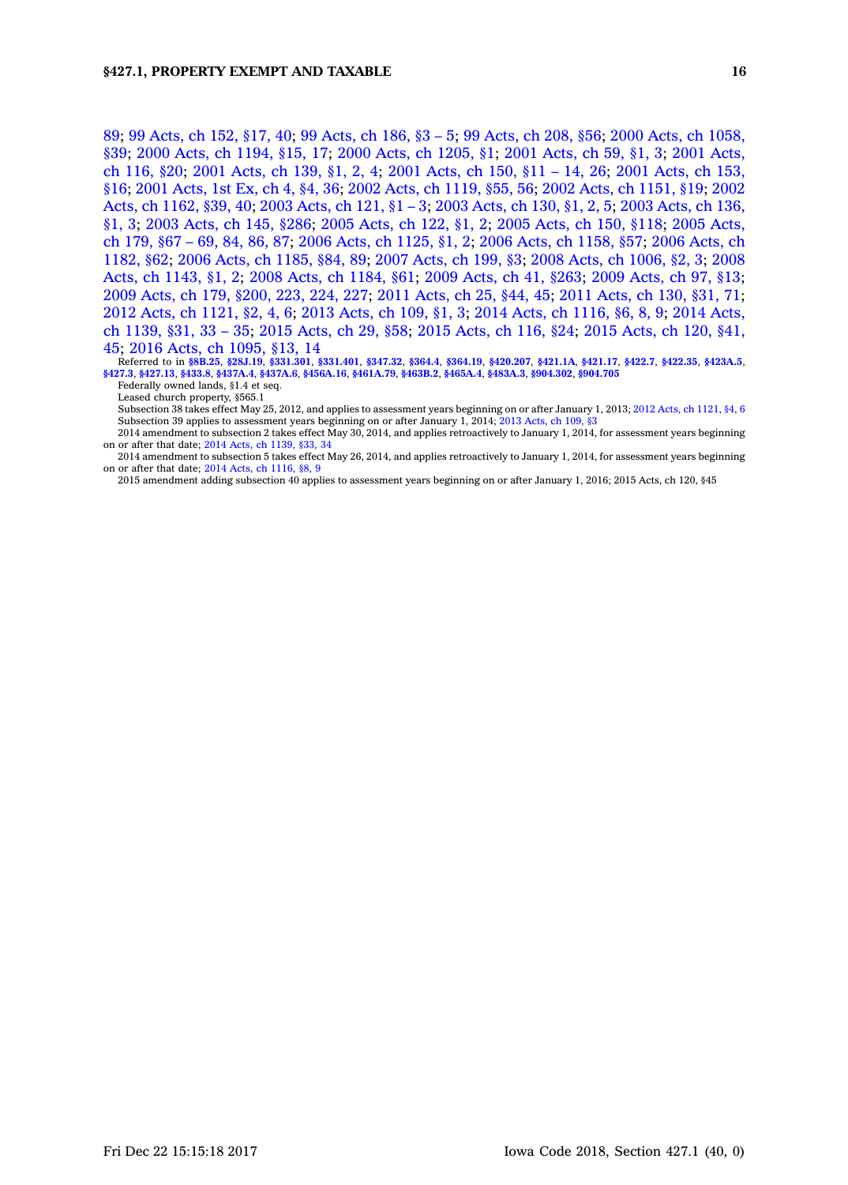89; 99 Acts, ch 152, §17, 40; 99 Acts, ch 186, §3 – 5; 99 Acts, ch 208, §56; 2000 Acts, ch 1058, §39; 2000 Acts, ch 1194, §15, 17; 2000 Acts, ch 1205, §1; 2001 Acts, ch 59, §1, 3; 2001 Acts, ch 116, §20; 2001 Acts, ch 139, §1, 2, 4; 2001 Acts, ch 150, §11 – 14, 26; 2001 Acts, ch 153, §16; 2001 Acts, 1st Ex, ch 4, §4, 36; 2002 Acts, ch 1119, §55, 56; 2002 Acts, ch 1151, §19; 2002 Acts, ch 1162, §39, 40; 2003 Acts, ch 121, §1 – 3; 2003 Acts, ch 130, §1, 2, 5; 2003 Acts, ch 136, §1, 3; 2003 Acts, ch 145, §286; 2005 Acts, ch 122, §1, 2; 2005 Acts, ch 150, §118; 2005 Acts, ch 179, §67 – 69, 84, 86, 87; 2006 Acts, ch 1125, §1, 2; 2006 Acts, ch 1158, §57; 2006 Acts, ch 1182, §62; 2006 Acts, ch 1185, §84, 89; 2007 Acts, ch 199, §3; 2008 Acts, ch 1006, §2, 3; 2008 Acts, ch 1143, §1, 2; 2008 Acts, ch 1184, §61; 2009 Acts, ch 41, §263; 2009 Acts, ch 97, §13; 2009 Acts, ch 179, §200, 223, 224, 227; 2011 Acts, ch 25, §44, 45; 2011 Acts, ch 130, §31, 71; 2012 Acts, ch 1121, §2, 4, 6; 2013 Acts, ch 109, §1, 3; 2014 Acts, ch 1116, §6, 8, 9; 2014 Acts, ch 1139, §31, 33 – 35; 2015 Acts, ch 29, §58; 2015 Acts, ch 116, §24; 2015 Acts, ch 120, §41, 45; 2016 Acts, ch 1095, §13, 14

Referred to in **§8B.25**, **§28J.19**, **§331.301**, **§331.401**, **§347.32**, **§364.4**, **§364.19**, **§420.207**, **§421.1A**, **§421.17**, **§422.7**, **§422.35**, **§423A.5**, **§427.3**, **§427.13**, **§433.8**, **§437A.4**, **§437A.6**, **§456A.16**, **§461A.79**, **§463B.2**, **§465A.4**, **§483A.3**, **§904.302**, **§904.705**

Federally owned lands, §1.4 et seq.

Leased church property, §565.1

Subsection 38 takes effect May 25, 2012, and applies to assessment years beginning on or after January 1, 2013; 2012 Acts, ch 1121, §4, 6

Subsection 39 applies to assessment years beginning on or after January 1, 2014; 2013 Acts, ch 109, §3

2014 amendment to subsection 2 takes effect May 30, 2014, and applies retroactively to January 1, 2014, for assessment years beginning on or after that date; 2014 Acts, ch 1139, §33, 34

2014 amendment to subsection 5 takes effect May 26, 2014, and applies retroactively to January 1, 2014, for assessment years beginning on or after that date; 2014 Acts, ch 1116, §8, 9

2015 amendment adding subsection 40 applies to assessment years beginning on or after January 1, 2016; 2015 Acts, ch 120, §45